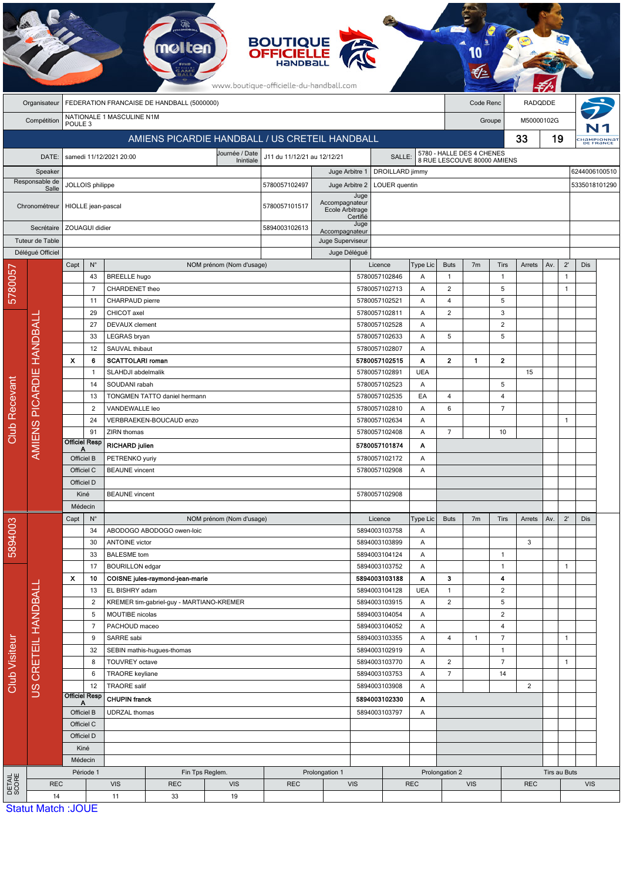BOUTIQUE OFFICIELLE HANDBALL

www.boutique-officielle-du-handball.com

| | | | | |
|---|---|---|---|---|
| Organisateur | FEDERATION FRANCAISE DE HANDBALL (5000000) | | Code Renc | RADQDDE |
| Compétition | NATIONALE 1 MASCULINE N1M POULE 3 | | Groupe | M50000102G |

## AMIENS PICARDIE HANDBALL / US CRETEIL HANDBALL — 33 / 19

| | | | | | |
|---|---|---|---|---|---|
| DATE: | samedi 11/12/2021 20:00 | Journée / Date Intiale | J11 du 11/12/21 au 12/12/21 | SALLE: | 5780 - HALLE DES 4 CHENES 8 RUE LESCOUVE 80000 AMIENS |

| | | | | | |
|---|---|---|---|---|---|
| Speaker | | | Juge Arbitre 1 | DROILLARD jimmy | 6244006100510 |
| Responsable de Salle | JOLLOIS philippe | 5780057102497 | Juge Arbitre 2 | LOUER quentin | 5335018101290 |
| Chronométreur | HIOLLE jean-pascal | 5780057101517 | Juge Accompagnateur Ecole Arbitrage Certifié | | |
| Secrétaire | ZOUAGUI didier | 5894003102613 | Juge Accompagnateur | | |
| Tuteur de Table | | | Juge Superviseur | | |
| Délégué Officiel | | | Juge Délégué | | |

### Club Recevant — 5780057 — AMIENS PICARDIE HANDBALL

| Capt | N° | NOM prénom (Nom d'usage) | Licence | Type Lic | Buts | 7m | Tirs | Arrets | Av. | 2' | Dis |
|---|---|---|---|---|---|---|---|---|---|---|---|
| | 43 | BREELLE hugo | 5780057102846 | A | 1 | | 1 | | | 1 | |
| | 7 | CHARDENET theo | 5780057102713 | A | 2 | | 5 | | | 1 | |
| | 11 | CHARPAUD pierre | 5780057102521 | A | 4 | | 5 | | | | |
| | 29 | CHICOT axel | 5780057102811 | A | 2 | | 3 | | | | |
| | 27 | DEVAUX clement | 5780057102528 | A | | | 2 | | | | |
| | 33 | LEGRAS bryan | 5780057102633 | A | 5 | | 5 | | | | |
| | 12 | SAUVAL thibaut | 5780057102807 | A | | | | | | | |
| **X** | **6** | **SCATTOLARI roman** | **5780057102515** | **A** | **2** | **1** | **2** | | | | |
| | 1 | SLAHDJI abdelmalik | 5780057102891 | UEA | | | | 15 | | | |
| | 14 | SOUDANI rabah | 5780057102523 | A | | | 5 | | | | |
| | 13 | TONGMEN TATTO daniel hermann | 5780057102535 | EA | 4 | | 4 | | | | |
| | 2 | VANDEWALLE leo | 5780057102810 | A | 6 | | 7 | | | | |
| | 24 | VERBRAEKEN-BOUCAUD enzo | 5780057102634 | A | | | | | | 1 | |
| | 91 | ZIRN thomas | 5780057102408 | A | 7 | | 10 | | | | |
| Officiel Resp A | | **RICHARD julien** | **5780057101874** | **A** | | | | | | | |
| Officiel B | | PETRENKO yuriy | 5780057102172 | A | | | | | | | |
| Officiel C | | BEAUNE vincent | 5780057102908 | A | | | | | | | |
| Officiel D | | | | | | | | | | | |
| Kiné | | BEAUNE vincent | 5780057102908 | | | | | | | | |
| Médecin | | | | | | | | | | | |

### Club Visiteur — 5894003 — US CRETEIL HANDBALL

| Capt | N° | NOM prénom (Nom d'usage) | Licence | Type Lic | Buts | 7m | Tirs | Arrets | Av. | 2' | Dis |
|---|---|---|---|---|---|---|---|---|---|---|---|
| | 34 | ABODOGO ABODOGO owen-loic | 5894003103758 | A | | | | | | | |
| | 30 | ANTOINE victor | 5894003103899 | A | | | | 3 | | | |
| | 33 | BALESME tom | 5894003104124 | A | | | 1 | | | | |
| | 17 | BOURILLON edgar | 5894003103752 | A | | | 1 | | | 1 | |
| **X** | **10** | **COISNE jules-raymond-jean-marie** | **5894003103188** | **A** | **3** | | **4** | | | | |
| | 13 | EL BISHRY adam | 5894003104128 | UEA | 1 | | 2 | | | | |
| | 2 | KREMER tim-gabriel-guy - MARTIANO-KREMER | 5894003103915 | A | 2 | | 5 | | | | |
| | 5 | MOUTIBE nicolas | 5894003104054 | A | | | 2 | | | | |
| | 7 | PACHOUD maceo | 5894003104052 | A | | | 4 | | | | |
| | 9 | SARRE sabi | 5894003103355 | A | 4 | 1 | 7 | | | 1 | |
| | 32 | SEBIN mathis-hugues-thomas | 5894003102919 | A | | | 1 | | | | |
| | 8 | TOUVREY octave | 5894003103770 | A | 2 | | 7 | | | 1 | |
| | 6 | TRAORE keyliane | 5894003103753 | A | 7 | | 14 | | | | |
| | 12 | TRAORE salif | 5894003103908 | A | | | | 2 | | | |
| Officiel Resp A | | **CHUPIN franck** | **5894003102330** | **A** | | | | | | | |
| Officiel B | | UDRZAL thomas | 5894003103797 | A | | | | | | | |
| Officiel C | | | | | | | | | | | |
| Officiel D | | | | | | | | | | | |
| Kiné | | | | | | | | | | | |
| Médecin | | | | | | | | | | | |

### DETAIL SCORE

| Période 1 | | Fin Tps Reglem. | | Prolongation 1 | | Prolongation 2 | | Tirs au Buts | |
|---|---|---|---|---|---|---|---|---|---|
| REC | VIS | REC | VIS | REC | VIS | REC | VIS | REC | VIS |
| 14 | 11 | 33 | 19 | | | | | | |

Statut Match :JOUE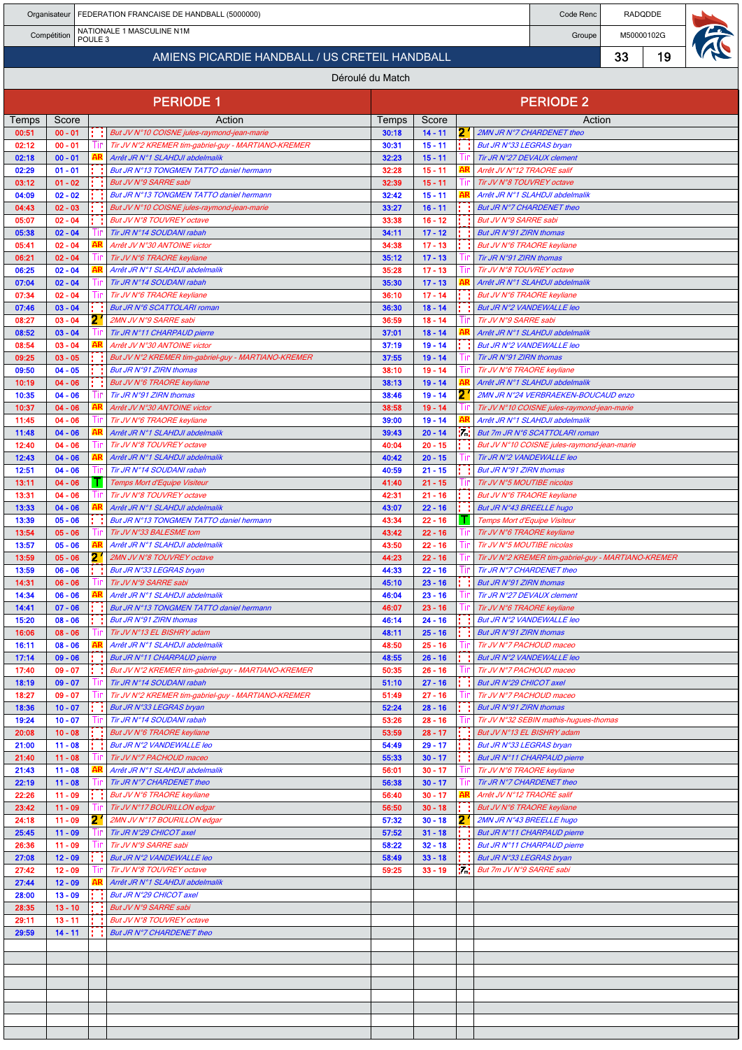| Organisateur | FEDERATION FRANCAISE DE HANDBALL (5000000) | Code Renc | RADQDDE |
|---|---|---|---|
| Compétition | NATIONALE 1 MASCULINE N1M POULE 3 | Groupe | M50000102G |

## AMIENS PICARDIE HANDBALL / US CRETEIL HANDBALL — 33 - 19

Déroulé du Match

| PERIODE 1 | | | | PERIODE 2 | | | |
|---|---|---|---|---|---|---|---|
| Temps | Score | | Action | Temps | Score | | Action |
| 00:51 | 00 - 01 | | But JV N°10 COISNE jules-raymond-jean-marie | 30:18 | 14 - 11 | 2' | 2MN JR N°7 CHARDENET theo |
| 02:12 | 00 - 01 | Tir | Tir JV N°2 KREMER tim-gabriel-guy - MARTIANO-KREMER | 30:31 | 15 - 11 | | But JR N°33 LEGRAS bryan |
| 02:18 | 00 - 01 | AR | Arrêt JR N°1 SLAHDJI abdelmalik | 32:23 | 15 - 11 | Tir | Tir JR N°27 DEVAUX clement |
| 02:29 | 01 - 01 | | But JR N°13 TONGMEN TATTO daniel hermann | 32:28 | 15 - 11 | AR | Arrêt JV N°12 TRAORE salif |
| 03:12 | 01 - 02 | | But JV N°9 SARRE sabi | 32:39 | 15 - 11 | Tir | Tir JV N°8 TOUVREY octave |
| 04:09 | 02 - 02 | | But JR N°13 TONGMEN TATTO daniel hermann | 32:42 | 15 - 11 | AR | Arrêt JR N°1 SLAHDJI abdelmalik |
| 04:43 | 02 - 03 | | But JV N°10 COISNE jules-raymond-jean-marie | 33:27 | 16 - 11 | | But JR N°7 CHARDENET theo |
| 05:07 | 02 - 04 | | But JV N°8 TOUVREY octave | 33:38 | 16 - 12 | | But JV N°9 SARRE sabi |
| 05:38 | 02 - 04 | Tir | Tir JR N°14 SOUDANI rabah | 34:11 | 17 - 12 | | But JR N°91 ZIRN thomas |
| 05:41 | 02 - 04 | AR | Arrêt JV N°30 ANTOINE victor | 34:38 | 17 - 13 | | But JV N°6 TRAORE keyliane |
| 06:21 | 02 - 04 | Tir | Tir JV N°6 TRAORE keyliane | 35:12 | 17 - 13 | Tir | Tir JR N°91 ZIRN thomas |
| 06:25 | 02 - 04 | AR | Arrêt JR N°1 SLAHDJI abdelmalik | 35:28 | 17 - 13 | Tir | Tir JV N°8 TOUVREY octave |
| 07:04 | 02 - 04 | Tir | Tir JR N°14 SOUDANI rabah | 35:30 | 17 - 13 | AR | Arrêt JR N°1 SLAHDJI abdelmalik |
| 07:34 | 02 - 04 | Tir | Tir JV N°6 TRAORE keyliane | 36:10 | 17 - 14 | | But JV N°6 TRAORE keyliane |
| 07:46 | 03 - 04 | | But JR N°6 SCATTOLARI roman | 36:30 | 18 - 14 | | But JR N°2 VANDEWALLE leo |
| 08:27 | 03 - 04 | 2' | 2MN JV N°9 SARRE sabi | 36:59 | 18 - 14 | Tir | Tir JV N°9 SARRE sabi |
| 08:52 | 03 - 04 | Tir | Tir JR N°11 CHARPAUD pierre | 37:01 | 18 - 14 | AR | Arrêt JR N°1 SLAHDJI abdelmalik |
| 08:54 | 03 - 04 | AR | Arrêt JV N°30 ANTOINE victor | 37:19 | 19 - 14 | | But JR N°2 VANDEWALLE leo |
| 09:25 | 03 - 05 | | But JV N°2 KREMER tim-gabriel-guy - MARTIANO-KREMER | 37:55 | 19 - 14 | Tir | Tir JR N°91 ZIRN thomas |
| 09:50 | 04 - 05 | | But JR N°91 ZIRN thomas | 38:10 | 19 - 14 | Tir | Tir JV N°6 TRAORE keyliane |
| 10:19 | 04 - 06 | | But JV N°6 TRAORE keyliane | 38:13 | 19 - 14 | AR | Arrêt JR N°1 SLAHDJI abdelmalik |
| 10:35 | 04 - 06 | Tir | Tir JR N°91 ZIRN thomas | 38:46 | 19 - 14 | 2' | 2MN JR N°24 VERBRAEKEN-BOUCAUD enzo |
| 10:37 | 04 - 06 | AR | Arrêt JV N°30 ANTOINE victor | 38:58 | 19 - 14 | Tir | Tir JV N°10 COISNE jules-raymond-jean-marie |
| 11:45 | 04 - 06 | Tir | Tir JV N°6 TRAORE keyliane | 39:00 | 19 - 14 | AR | Arrêt JR N°1 SLAHDJI abdelmalik |
| 11:48 | 04 - 06 | AR | Arrêt JR N°1 SLAHDJI abdelmalik | 39:43 | 20 - 14 | 7m | But 7m JR N°6 SCATTOLARI roman |
| 12:40 | 04 - 06 | Tir | Tir JV N°8 TOUVREY octave | 40:04 | 20 - 15 | | But JV N°10 COISNE jules-raymond-jean-marie |
| 12:43 | 04 - 06 | AR | Arrêt JR N°1 SLAHDJI abdelmalik | 40:42 | 20 - 15 | Tir | Tir JR N°2 VANDEWALLE leo |
| 12:51 | 04 - 06 | Tir | Tir JR N°14 SOUDANI rabah | 40:59 | 21 - 15 | | But JR N°91 ZIRN thomas |
| 13:11 | 04 - 06 | T | Temps Mort d'Equipe Visiteur | 41:40 | 21 - 15 | Tir | Tir JV N°5 MOUTIBE nicolas |
| 13:31 | 04 - 06 | Tir | Tir JV N°8 TOUVREY octave | 42:31 | 21 - 16 | | But JV N°6 TRAORE keyliane |
| 13:33 | 04 - 06 | AR | Arrêt JR N°1 SLAHDJI abdelmalik | 43:07 | 22 - 16 | | But JR N°43 BREELLE hugo |
| 13:39 | 05 - 06 | | But JR N°13 TONGMEN TATTO daniel hermann | 43:34 | 22 - 16 | T | Temps Mort d'Equipe Visiteur |
| 13:54 | 05 - 06 | Tir | Tir JV N°33 BALESME tom | 43:42 | 22 - 16 | Tir | Tir JV N°6 TRAORE keyliane |
| 13:57 | 05 - 06 | AR | Arrêt JR N°1 SLAHDJI abdelmalik | 43:50 | 22 - 16 | Tir | Tir JV N°5 MOUTIBE nicolas |
| 13:59 | 05 - 06 | 2' | 2MN JV N°8 TOUVREY octave | 44:23 | 22 - 16 | Tir | Tir JV N°2 KREMER tim-gabriel-guy - MARTIANO-KREMER |
| 13:59 | 06 - 06 | | But JR N°33 LEGRAS bryan | 44:33 | 22 - 16 | Tir | Tir JR N°7 CHARDENET theo |
| 14:31 | 06 - 06 | Tir | Tir JV N°9 SARRE sabi | 45:10 | 23 - 16 | | But JR N°91 ZIRN thomas |
| 14:34 | 06 - 06 | AR | Arrêt JR N°1 SLAHDJI abdelmalik | 46:04 | 23 - 16 | Tir | Tir JR N°27 DEVAUX clement |
| 14:41 | 07 - 06 | | But JR N°13 TONGMEN TATTO daniel hermann | 46:07 | 23 - 16 | Tir | Tir JV N°6 TRAORE keyliane |
| 15:20 | 08 - 06 | | But JR N°91 ZIRN thomas | 46:14 | 24 - 16 | | But JR N°2 VANDEWALLE leo |
| 16:06 | 08 - 06 | Tir | Tir JV N°13 EL BISHRY adam | 48:11 | 25 - 16 | | But JR N°91 ZIRN thomas |
| 16:11 | 08 - 06 | AR | Arrêt JR N°1 SLAHDJI abdelmalik | 48:50 | 25 - 16 | Tir | Tir JV N°7 PACHOUD maceo |
| 17:14 | 09 - 06 | | But JR N°11 CHARPAUD pierre | 48:55 | 26 - 16 | | But JR N°2 VANDEWALLE leo |
| 17:40 | 09 - 07 | | But JV N°2 KREMER tim-gabriel-guy - MARTIANO-KREMER | 50:35 | 26 - 16 | Tir | Tir JV N°7 PACHOUD maceo |
| 18:19 | 09 - 07 | Tir | Tir JR N°14 SOUDANI rabah | 51:10 | 27 - 16 | | But JR N°29 CHICOT axel |
| 18:27 | 09 - 07 | Tir | Tir JV N°2 KREMER tim-gabriel-guy - MARTIANO-KREMER | 51:49 | 27 - 16 | Tir | Tir JV N°7 PACHOUD maceo |
| 18:36 | 10 - 07 | | But JR N°33 LEGRAS bryan | 52:24 | 28 - 16 | | But JR N°91 ZIRN thomas |
| 19:24 | 10 - 07 | Tir | Tir JR N°14 SOUDANI rabah | 53:26 | 28 - 16 | Tir | Tir JV N°32 SEBIN mathis-hugues-thomas |
| 20:08 | 10 - 08 | | But JV N°6 TRAORE keyliane | 53:59 | 28 - 17 | | But JV N°13 EL BISHRY adam |
| 21:00 | 11 - 08 | | But JR N°2 VANDEWALLE leo | 54:49 | 29 - 17 | | But JR N°33 LEGRAS bryan |
| 21:40 | 11 - 08 | Tir | Tir JV N°7 PACHOUD maceo | 55:33 | 30 - 17 | | But JR N°11 CHARPAUD pierre |
| 21:43 | 11 - 08 | AR | Arrêt JR N°1 SLAHDJI abdelmalik | 56:01 | 30 - 17 | Tir | Tir JV N°6 TRAORE keyliane |
| 22:19 | 11 - 08 | Tir | Tir JR N°7 CHARDENET theo | 56:38 | 30 - 17 | Tir | Tir JR N°7 CHARDENET theo |
| 22:26 | 11 - 09 | | But JV N°6 TRAORE keyliane | 56:40 | 30 - 17 | AR | Arrêt JV N°12 TRAORE salif |
| 23:42 | 11 - 09 | Tir | Tir JV N°17 BOURILLON edgar | 56:50 | 30 - 18 | | But JV N°6 TRAORE keyliane |
| 24:18 | 11 - 09 | 2' | 2MN JV N°17 BOURILLON edgar | 57:32 | 30 - 18 | 2' | 2MN JR N°43 BREELLE hugo |
| 25:45 | 11 - 09 | Tir | Tir JR N°29 CHICOT axel | 57:52 | 31 - 18 | | But JR N°11 CHARPAUD pierre |
| 26:36 | 11 - 09 | Tir | Tir JV N°9 SARRE sabi | 58:22 | 32 - 18 | | But JR N°11 CHARPAUD pierre |
| 27:08 | 12 - 09 | | But JR N°2 VANDEWALLE leo | 58:49 | 33 - 18 | | But JR N°33 LEGRAS bryan |
| 27:42 | 12 - 09 | Tir | Tir JV N°8 TOUVREY octave | 59:25 | 33 - 19 | 7m | But 7m JV N°9 SARRE sabi |
| 27:44 | 12 - 09 | AR | Arrêt JR N°1 SLAHDJI abdelmalik | | | | |
| 28:00 | 13 - 09 | | But JR N°29 CHICOT axel | | | | |
| 28:35 | 13 - 10 | | But JV N°9 SARRE sabi | | | | |
| 29:11 | 13 - 11 | | But JV N°8 TOUVREY octave | | | | |
| 29:59 | 14 - 11 | | But JR N°7 CHARDENET theo | | | | |